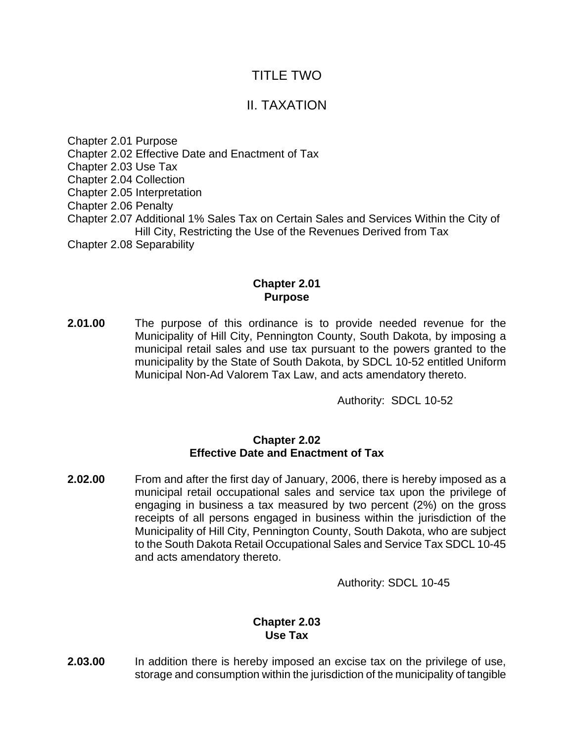# TITLE TWO

# II. TAXATION

Chapter 2.01 Purpose
Chapter 2.02 Effective Date and Enactment of Tax
Chapter 2.03 Use Tax
Chapter 2.04 Collection
Chapter 2.05 Interpretation
Chapter 2.06 Penalty
Chapter 2.07 Additional 1% Sales Tax on Certain Sales and Services Within the City of Hill City, Restricting the Use of the Revenues Derived from Tax
Chapter 2.08 Separability

## Chapter 2.01
## Purpose

**2.01.00** The purpose of this ordinance is to provide needed revenue for the Municipality of Hill City, Pennington County, South Dakota, by imposing a municipal retail sales and use tax pursuant to the powers granted to the municipality by the State of South Dakota, by SDCL 10-52 entitled Uniform Municipal Non-Ad Valorem Tax Law, and acts amendatory thereto.

Authority: SDCL 10-52

## Chapter 2.02
## Effective Date and Enactment of Tax

**2.02.00** From and after the first day of January, 2006, there is hereby imposed as a municipal retail occupational sales and service tax upon the privilege of engaging in business a tax measured by two percent (2%) on the gross receipts of all persons engaged in business within the jurisdiction of the Municipality of Hill City, Pennington County, South Dakota, who are subject to the South Dakota Retail Occupational Sales and Service Tax SDCL 10-45 and acts amendatory thereto.

Authority: SDCL 10-45

## Chapter 2.03
## Use Tax

**2.03.00** In addition there is hereby imposed an excise tax on the privilege of use, storage and consumption within the jurisdiction of the municipality of tangible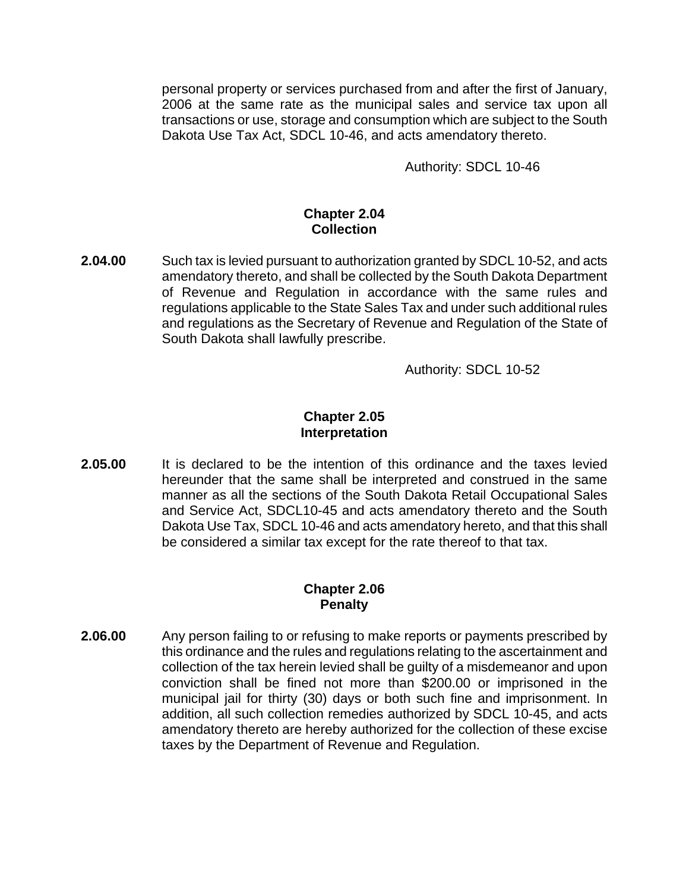personal property or services purchased from and after the first of January, 2006 at the same rate as the municipal sales and service tax upon all transactions or use, storage and consumption which are subject to the South Dakota Use Tax Act, SDCL 10-46, and acts amendatory thereto.

Authority: SDCL 10-46

## Chapter 2.04
## Collection

**2.04.00** Such tax is levied pursuant to authorization granted by SDCL 10-52, and acts amendatory thereto, and shall be collected by the South Dakota Department of Revenue and Regulation in accordance with the same rules and regulations applicable to the State Sales Tax and under such additional rules and regulations as the Secretary of Revenue and Regulation of the State of South Dakota shall lawfully prescribe.

Authority: SDCL 10-52

## Chapter 2.05
## Interpretation

**2.05.00** It is declared to be the intention of this ordinance and the taxes levied hereunder that the same shall be interpreted and construed in the same manner as all the sections of the South Dakota Retail Occupational Sales and Service Act, SDCL10-45 and acts amendatory thereto and the South Dakota Use Tax, SDCL 10-46 and acts amendatory hereto, and that this shall be considered a similar tax except for the rate thereof to that tax.

## Chapter 2.06
## Penalty

**2.06.00** Any person failing to or refusing to make reports or payments prescribed by this ordinance and the rules and regulations relating to the ascertainment and collection of the tax herein levied shall be guilty of a misdemeanor and upon conviction shall be fined not more than $200.00 or imprisoned in the municipal jail for thirty (30) days or both such fine and imprisonment. In addition, all such collection remedies authorized by SDCL 10-45, and acts amendatory thereto are hereby authorized for the collection of these excise taxes by the Department of Revenue and Regulation.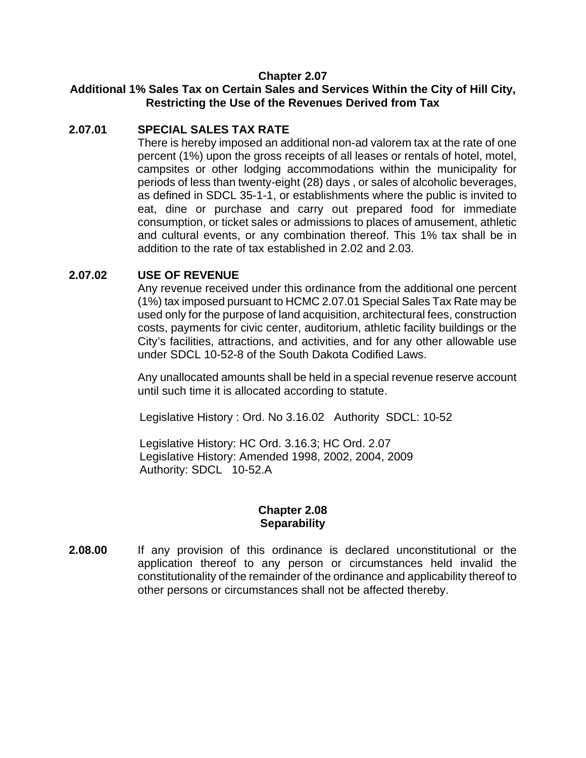## Chapter 2.07
## Additional 1% Sales Tax on Certain Sales and Services Within the City of Hill City, Restricting the Use of the Revenues Derived from Tax

**2.07.01 SPECIAL SALES TAX RATE**

There is hereby imposed an additional non-ad valorem tax at the rate of one percent (1%) upon the gross receipts of all leases or rentals of hotel, motel, campsites or other lodging accommodations within the municipality for periods of less than twenty-eight (28) days , or sales of alcoholic beverages, as defined in SDCL 35-1-1, or establishments where the public is invited to eat, dine or purchase and carry out prepared food for immediate consumption, or ticket sales or admissions to places of amusement, athletic and cultural events, or any combination thereof. This 1% tax shall be in addition to the rate of tax established in 2.02 and 2.03.

**2.07.02 USE OF REVENUE**

Any revenue received under this ordinance from the additional one percent (1%) tax imposed pursuant to HCMC 2.07.01 Special Sales Tax Rate may be used only for the purpose of land acquisition, architectural fees, construction costs, payments for civic center, auditorium, athletic facility buildings or the City's facilities, attractions, and activities, and for any other allowable use under SDCL 10-52-8 of the South Dakota Codified Laws.

Any unallocated amounts shall be held in a special revenue reserve account until such time it is allocated according to statute.

Legislative History : Ord. No 3.16.02 Authority SDCL: 10-52

Legislative History: HC Ord. 3.16.3; HC Ord. 2.07
Legislative History: Amended 1998, 2002, 2004, 2009
Authority: SDCL 10-52.A

## Chapter 2.08
## Separability

**2.08.00** If any provision of this ordinance is declared unconstitutional or the application thereof to any person or circumstances held invalid the constitutionality of the remainder of the ordinance and applicability thereof to other persons or circumstances shall not be affected thereby.